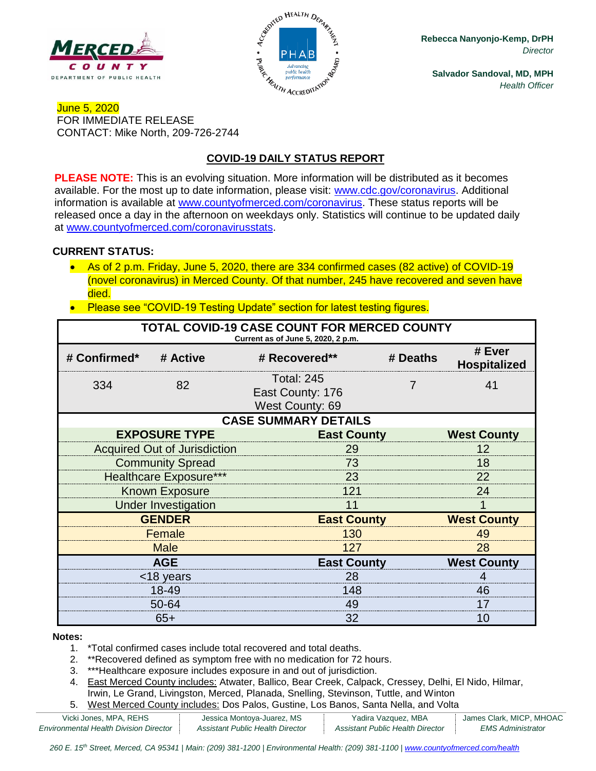Rebecca Nanyonjo-Kemp, DrPH
*Director*

Salvador Sandoval, MD, MPH
*Health Officer*

June 5, 2020
FOR IMMEDIATE RELEASE
CONTACT: Mike North, 209-726-2744

## COVID-19 DAILY STATUS REPORT

**PLEASE NOTE:** This is an evolving situation. More information will be distributed as it becomes available. For the most up to date information, please visit: www.cdc.gov/coronavirus. Additional information is available at www.countyofmerced.com/coronavirus. These status reports will be released once a day in the afternoon on weekdays only. Statistics will continue to be updated daily at www.countyofmerced.com/coronavirusstats.

**CURRENT STATUS:**

- As of 2 p.m. Friday, June 5, 2020, there are 334 confirmed cases (82 active) of COVID-19 (novel coronavirus) in Merced County. Of that number, 245 have recovered and seven have died.
- Please see "COVID-19 Testing Update" section for latest testing figures.

**TOTAL COVID-19 CASE COUNT FOR MERCED COUNTY**
Current as of June 5, 2020, 2 p.m.

| # Confirmed* | # Active | # Recovered** | # Deaths | # Ever Hospitalized |
|---|---|---|---|---|
| 334 | 82 | Total: 245<br>East County: 176<br>West County: 69 | 7 | 41 |

**CASE SUMMARY DETAILS**

| EXPOSURE TYPE | East County | West County |
|---|---|---|
| Acquired Out of Jurisdiction | 29 | 12 |
| Community Spread | 73 | 18 |
| Healthcare Exposure*** | 23 | 22 |
| Known Exposure | 121 | 24 |
| Under Investigation | 11 | 1 |
| **GENDER** | **East County** | **West County** |
| Female | 130 | 49 |
| Male | 127 | 28 |
| **AGE** | **East County** | **West County** |
| <18 years | 28 | 4 |
| 18-49 | 148 | 46 |
| 50-64 | 49 | 17 |
| 65+ | 32 | 10 |

**Notes:**

1. *Total confirmed cases include total recovered and total deaths.
2. **Recovered defined as symptom free with no medication for 72 hours.
3. ***Healthcare exposure includes exposure in and out of jurisdiction.
4. East Merced County includes: Atwater, Ballico, Bear Creek, Calpack, Cressey, Delhi, El Nido, Hilmar, Irwin, Le Grand, Livingston, Merced, Planada, Snelling, Stevinson, Tuttle, and Winton
5. West Merced County includes: Dos Palos, Gustine, Los Banos, Santa Nella, and Volta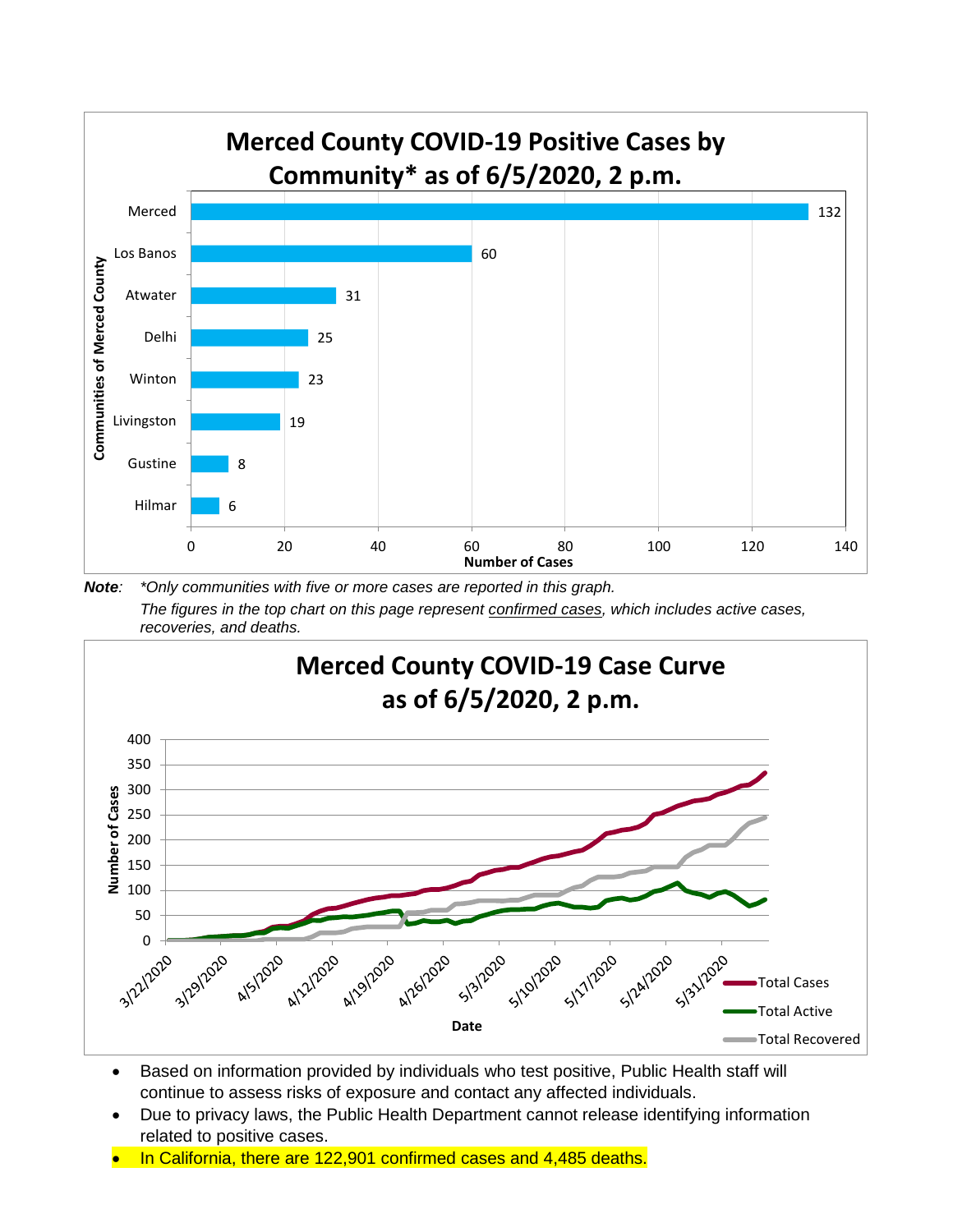## Merced County COVID-19 Positive Cases by Community* as of 6/5/2020, 2 p.m.

| Communities of Merced County | Number of Cases |
|---|---|
| Merced | 132 |
| Los Banos | 60 |
| Atwater | 31 |
| Delhi | 25 |
| Winton | 23 |
| Livingston | 19 |
| Gustine | 8 |
| Hilmar | 6 |

***Note**: \*Only communities with five or more cases are reported in this graph.*
*The figures in the top chart on this page represent confirmed cases, which includes active cases, recoveries, and deaths.*

## Merced County COVID-19 Case Curve as of 6/5/2020, 2 p.m.

Number of Cases (0–400) by Date (3/22/2020 – 5/31/2020). Series: Total Cases, Total Active, Total Recovered.

- Based on information provided by individuals who test positive, Public Health staff will continue to assess risks of exposure and contact any affected individuals.
- Due to privacy laws, the Public Health Department cannot release identifying information related to positive cases.
- In California, there are 122,901 confirmed cases and 4,485 deaths.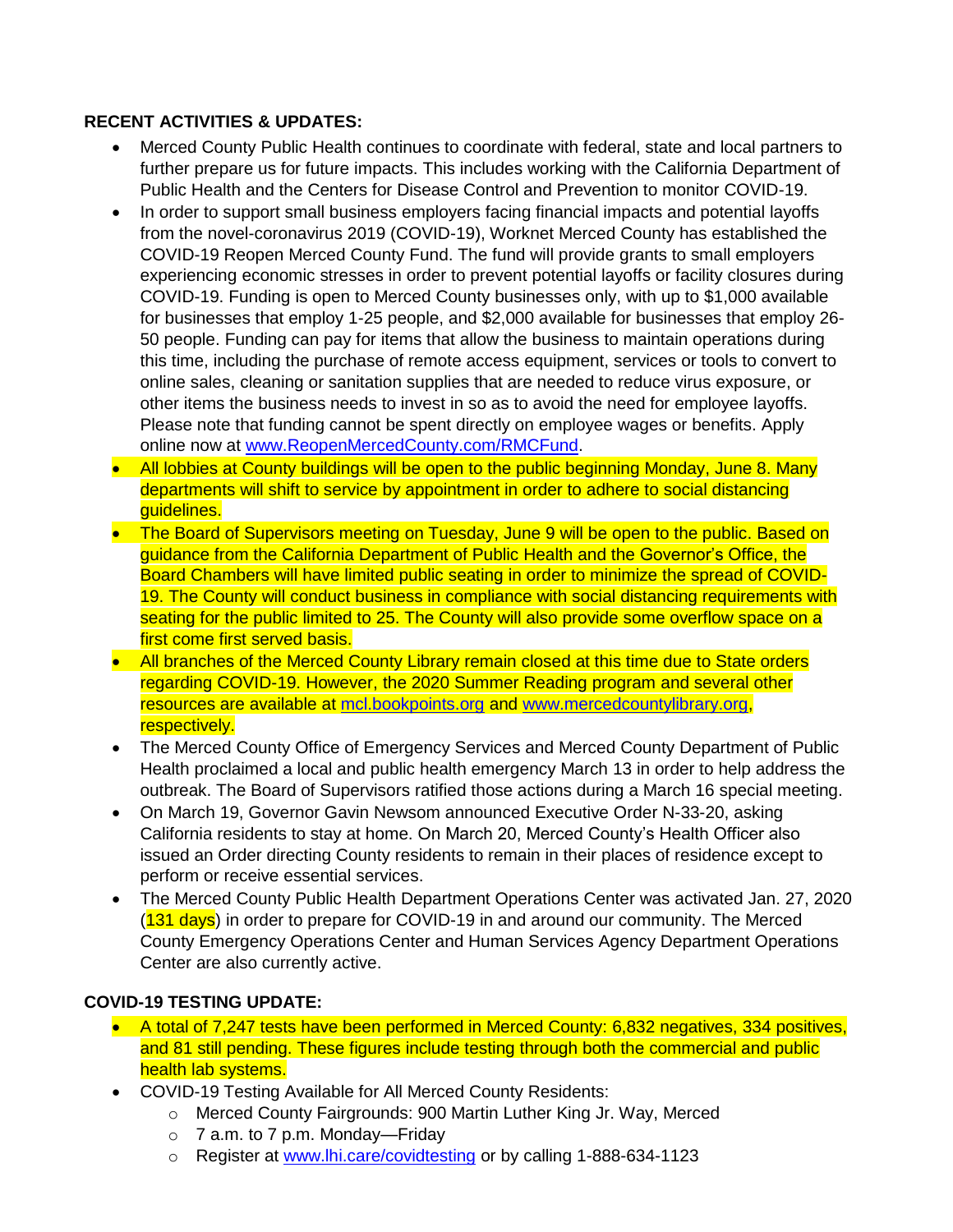**RECENT ACTIVITIES & UPDATES:**

- Merced County Public Health continues to coordinate with federal, state and local partners to further prepare us for future impacts. This includes working with the California Department of Public Health and the Centers for Disease Control and Prevention to monitor COVID-19.
- In order to support small business employers facing financial impacts and potential layoffs from the novel-coronavirus 2019 (COVID-19), Worknet Merced County has established the COVID-19 Reopen Merced County Fund. The fund will provide grants to small employers experiencing economic stresses in order to prevent potential layoffs or facility closures during COVID-19. Funding is open to Merced County businesses only, with up to $1,000 available for businesses that employ 1-25 people, and $2,000 available for businesses that employ 26-50 people. Funding can pay for items that allow the business to maintain operations during this time, including the purchase of remote access equipment, services or tools to convert to online sales, cleaning or sanitation supplies that are needed to reduce virus exposure, or other items the business needs to invest in so as to avoid the need for employee layoffs. Please note that funding cannot be spent directly on employee wages or benefits. Apply online now at [www.ReopenMercedCounty.com/RMCFund](http://www.ReopenMercedCounty.com/RMCFund).
- All lobbies at County buildings will be open to the public beginning Monday, June 8. Many departments will shift to service by appointment in order to adhere to social distancing guidelines.
- The Board of Supervisors meeting on Tuesday, June 9 will be open to the public. Based on guidance from the California Department of Public Health and the Governor's Office, the Board Chambers will have limited public seating in order to minimize the spread of COVID-19. The County will conduct business in compliance with social distancing requirements with seating for the public limited to 25. The County will also provide some overflow space on a first come first served basis.
- All branches of the Merced County Library remain closed at this time due to State orders regarding COVID-19. However, the 2020 Summer Reading program and several other resources are available at [mcl.bookpoints.org](http://mcl.bookpoints.org) and [www.mercedcountylibrary.org](http://www.mercedcountylibrary.org), respectively.
- The Merced County Office of Emergency Services and Merced County Department of Public Health proclaimed a local and public health emergency March 13 in order to help address the outbreak. The Board of Supervisors ratified those actions during a March 16 special meeting.
- On March 19, Governor Gavin Newsom announced Executive Order N-33-20, asking California residents to stay at home. On March 20, Merced County's Health Officer also issued an Order directing County residents to remain in their places of residence except to perform or receive essential services.
- The Merced County Public Health Department Operations Center was activated Jan. 27, 2020 (131 days) in order to prepare for COVID-19 in and around our community. The Merced County Emergency Operations Center and Human Services Agency Department Operations Center are also currently active.

**COVID-19 TESTING UPDATE:**

- A total of 7,247 tests have been performed in Merced County: 6,832 negatives, 334 positives, and 81 still pending. These figures include testing through both the commercial and public health lab systems.
- COVID-19 Testing Available for All Merced County Residents:
  - Merced County Fairgrounds: 900 Martin Luther King Jr. Way, Merced
  - 7 a.m. to 7 p.m. Monday—Friday
  - Register at [www.lhi.care/covidtesting](http://www.lhi.care/covidtesting) or by calling 1-888-634-1123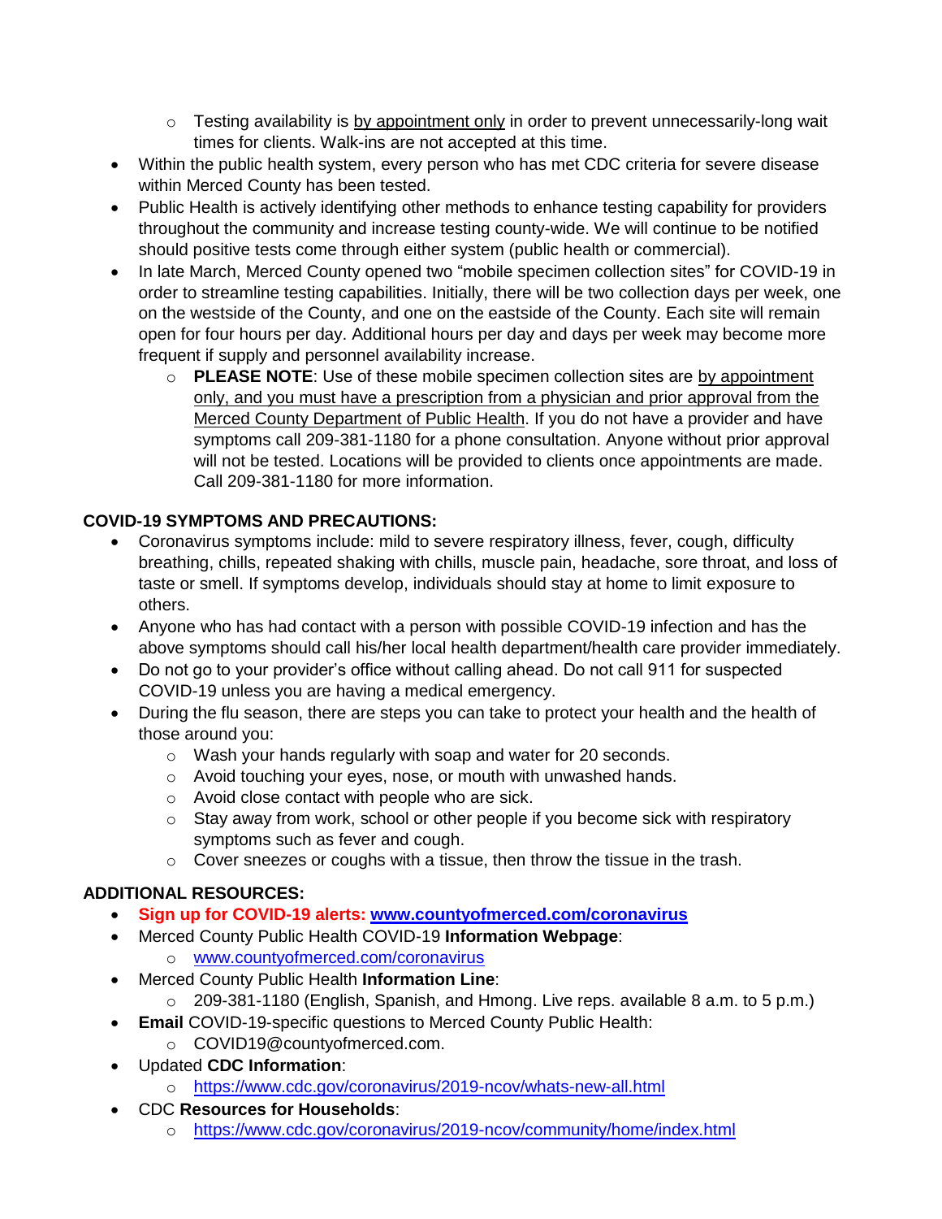- Testing availability is by appointment only in order to prevent unnecessarily-long wait times for clients. Walk-ins are not accepted at this time.
- Within the public health system, every person who has met CDC criteria for severe disease within Merced County has been tested.
- Public Health is actively identifying other methods to enhance testing capability for providers throughout the community and increase testing county-wide. We will continue to be notified should positive tests come through either system (public health or commercial).
- In late March, Merced County opened two "mobile specimen collection sites" for COVID-19 in order to streamline testing capabilities. Initially, there will be two collection days per week, one on the westside of the County, and one on the eastside of the County. Each site will remain open for four hours per day. Additional hours per day and days per week may become more frequent if supply and personnel availability increase.
  - **PLEASE NOTE**: Use of these mobile specimen collection sites are by appointment only, and you must have a prescription from a physician and prior approval from the Merced County Department of Public Health. If you do not have a provider and have symptoms call 209-381-1180 for a phone consultation. Anyone without prior approval will not be tested. Locations will be provided to clients once appointments are made. Call 209-381-1180 for more information.

**COVID-19 SYMPTOMS AND PRECAUTIONS:**

- Coronavirus symptoms include: mild to severe respiratory illness, fever, cough, difficulty breathing, chills, repeated shaking with chills, muscle pain, headache, sore throat, and loss of taste or smell. If symptoms develop, individuals should stay at home to limit exposure to others.
- Anyone who has had contact with a person with possible COVID-19 infection and has the above symptoms should call his/her local health department/health care provider immediately.
- Do not go to your provider's office without calling ahead. Do not call 911 for suspected COVID-19 unless you are having a medical emergency.
- During the flu season, there are steps you can take to protect your health and the health of those around you:
  - Wash your hands regularly with soap and water for 20 seconds.
  - Avoid touching your eyes, nose, or mouth with unwashed hands.
  - Avoid close contact with people who are sick.
  - Stay away from work, school or other people if you become sick with respiratory symptoms such as fever and cough.
  - Cover sneezes or coughs with a tissue, then throw the tissue in the trash.

**ADDITIONAL RESOURCES:**

- **Sign up for COVID-19 alerts: www.countyofmerced.com/coronavirus**
- Merced County Public Health COVID-19 **Information Webpage**:
  - www.countyofmerced.com/coronavirus
- Merced County Public Health **Information Line**:
  - 209-381-1180 (English, Spanish, and Hmong. Live reps. available 8 a.m. to 5 p.m.)
- **Email** COVID-19-specific questions to Merced County Public Health:
  - COVID19@countyofmerced.com.
- Updated **CDC Information**:
  - https://www.cdc.gov/coronavirus/2019-ncov/whats-new-all.html
- CDC **Resources for Households**:
  - https://www.cdc.gov/coronavirus/2019-ncov/community/home/index.html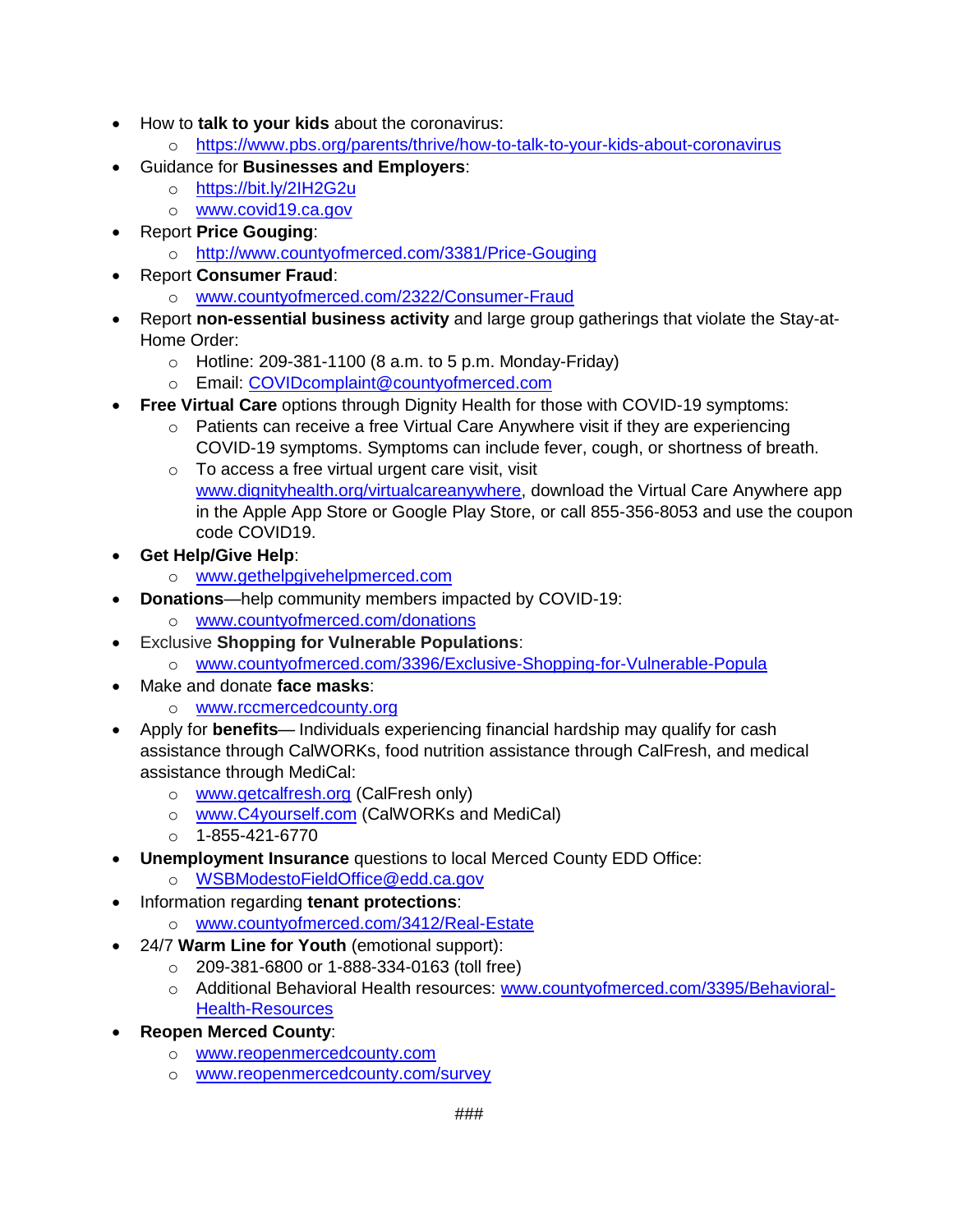- How to **talk to your kids** about the coronavirus:
  - https://www.pbs.org/parents/thrive/how-to-talk-to-your-kids-about-coronavirus
- Guidance for **Businesses and Employers**:
  - https://bit.ly/2IH2G2u
  - www.covid19.ca.gov
- Report **Price Gouging**:
  - http://www.countyofmerced.com/3381/Price-Gouging
- Report **Consumer Fraud**:
  - www.countyofmerced.com/2322/Consumer-Fraud
- Report **non-essential business activity** and large group gatherings that violate the Stay-at-Home Order:
  - Hotline: 209-381-1100 (8 a.m. to 5 p.m. Monday-Friday)
  - Email: COVIDcomplaint@countyofmerced.com
- **Free Virtual Care** options through Dignity Health for those with COVID-19 symptoms:
  - Patients can receive a free Virtual Care Anywhere visit if they are experiencing COVID-19 symptoms. Symptoms can include fever, cough, or shortness of breath.
  - To access a free virtual urgent care visit, visit www.dignityhealth.org/virtualcareanywhere, download the Virtual Care Anywhere app in the Apple App Store or Google Play Store, or call 855-356-8053 and use the coupon code COVID19.
- **Get Help/Give Help**:
  - www.gethelpgivehelpmerced.com
- **Donations**—help community members impacted by COVID-19:
  - www.countyofmerced.com/donations
- Exclusive **Shopping for Vulnerable Populations**:
  - www.countyofmerced.com/3396/Exclusive-Shopping-for-Vulnerable-Popula
- Make and donate **face masks**:
  - www.rccmercedcounty.org
- Apply for **benefits**— Individuals experiencing financial hardship may qualify for cash assistance through CalWORKs, food nutrition assistance through CalFresh, and medical assistance through MediCal:
  - www.getcalfresh.org (CalFresh only)
  - www.C4yourself.com (CalWORKs and MediCal)
  - 1-855-421-6770
- **Unemployment Insurance** questions to local Merced County EDD Office:
  - WSBModestoFieldOffice@edd.ca.gov
- Information regarding **tenant protections**:
  - www.countyofmerced.com/3412/Real-Estate
- 24/7 **Warm Line for Youth** (emotional support):
  - 209-381-6800 or 1-888-334-0163 (toll free)
  - Additional Behavioral Health resources: www.countyofmerced.com/3395/Behavioral-Health-Resources
- **Reopen Merced County**:
  - www.reopenmercedcounty.com
  - www.reopenmercedcounty.com/survey

###